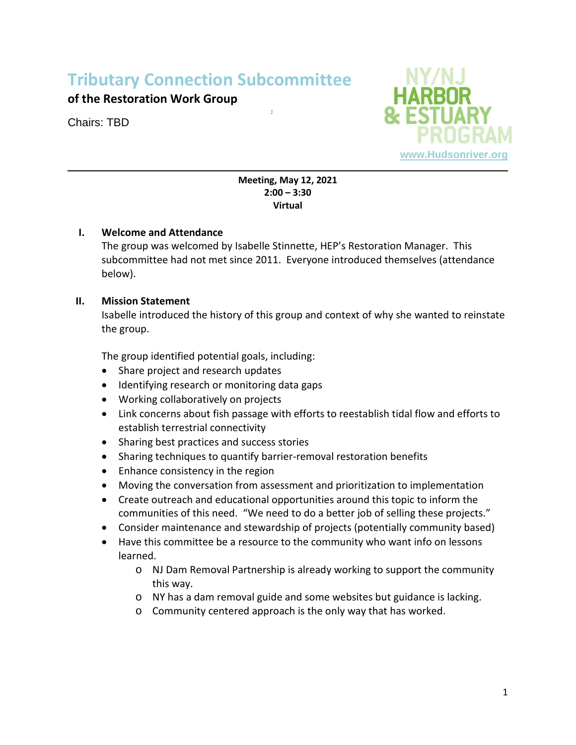# Tributary Connection Subcommittee

**of the Restoration Work Group**

Chairs: TBD

NY/NJ HARBOR & ESTUARY PROGRAM
www.Hudsonriver.org

---

**Meeting, May 12, 2021**
**2:00 – 3:30**
**Virtual**

## I. Welcome and Attendance

The group was welcomed by Isabelle Stinnette, HEP's Restoration Manager. This subcommittee had not met since 2011. Everyone introduced themselves (attendance below).

## II. Mission Statement

Isabelle introduced the history of this group and context of why she wanted to reinstate the group.

The group identified potential goals, including:

- Share project and research updates
- Identifying research or monitoring data gaps
- Working collaboratively on projects
- Link concerns about fish passage with efforts to reestablish tidal flow and efforts to establish terrestrial connectivity
- Sharing best practices and success stories
- Sharing techniques to quantify barrier-removal restoration benefits
- Enhance consistency in the region
- Moving the conversation from assessment and prioritization to implementation
- Create outreach and educational opportunities around this topic to inform the communities of this need. "We need to do a better job of selling these projects."
- Consider maintenance and stewardship of projects (potentially community based)
- Have this committee be a resource to the community who want info on lessons learned.
    - NJ Dam Removal Partnership is already working to support the community this way.
    - NY has a dam removal guide and some websites but guidance is lacking.
    - Community centered approach is the only way that has worked.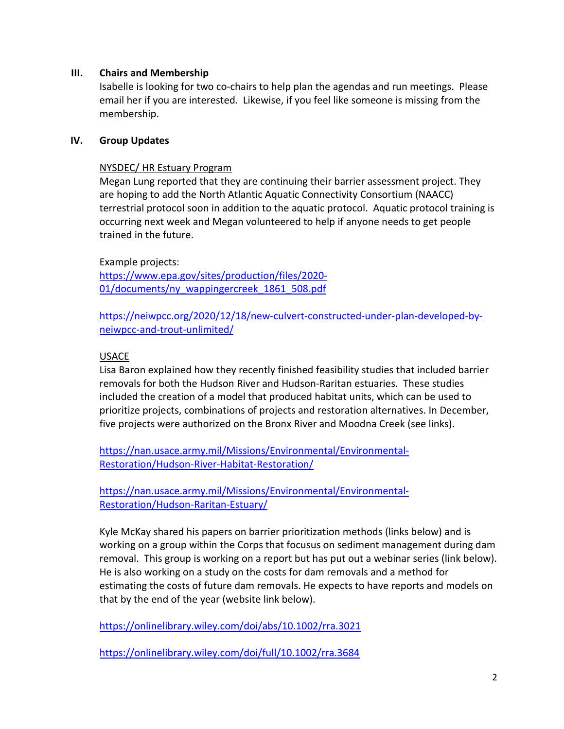## III. Chairs and Membership

Isabelle is looking for two co-chairs to help plan the agendas and run meetings. Please email her if you are interested. Likewise, if you feel like someone is missing from the membership.

## IV. Group Updates

NYSDEC/ HR Estuary Program

Megan Lung reported that they are continuing their barrier assessment project. They are hoping to add the North Atlantic Aquatic Connectivity Consortium (NAACC) terrestrial protocol soon in addition to the aquatic protocol. Aquatic protocol training is occurring next week and Megan volunteered to help if anyone needs to get people trained in the future.

Example projects:
https://www.epa.gov/sites/production/files/2020-01/documents/ny_wappingercreek_1861_508.pdf

https://neiwpcc.org/2020/12/18/new-culvert-constructed-under-plan-developed-by-neiwpcc-and-trout-unlimited/

USACE

Lisa Baron explained how they recently finished feasibility studies that included barrier removals for both the Hudson River and Hudson-Raritan estuaries. These studies included the creation of a model that produced habitat units, which can be used to prioritize projects, combinations of projects and restoration alternatives. In December, five projects were authorized on the Bronx River and Moodna Creek (see links).

https://nan.usace.army.mil/Missions/Environmental/Environmental-Restoration/Hudson-River-Habitat-Restoration/

https://nan.usace.army.mil/Missions/Environmental/Environmental-Restoration/Hudson-Raritan-Estuary/

Kyle McKay shared his papers on barrier prioritization methods (links below) and is working on a group within the Corps that focusus on sediment management during dam removal. This group is working on a report but has put out a webinar series (link below). He is also working on a study on the costs for dam removals and a method for estimating the costs of future dam removals. He expects to have reports and models on that by the end of the year (website link below).

https://onlinelibrary.wiley.com/doi/abs/10.1002/rra.3021

https://onlinelibrary.wiley.com/doi/full/10.1002/rra.3684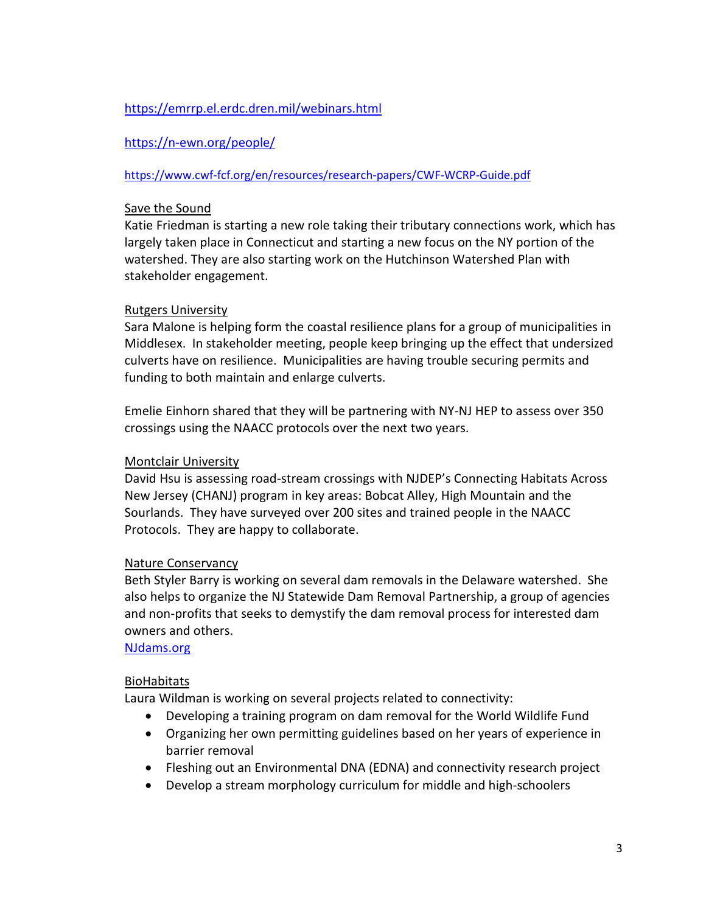https://emrrp.el.erdc.dren.mil/webinars.html

https://n-ewn.org/people/

https://www.cwf-fcf.org/en/resources/research-papers/CWF-WCRP-Guide.pdf

Save the Sound
Katie Friedman is starting a new role taking their tributary connections work, which has largely taken place in Connecticut and starting a new focus on the NY portion of the watershed. They are also starting work on the Hutchinson Watershed Plan with stakeholder engagement.

Rutgers University
Sara Malone is helping form the coastal resilience plans for a group of municipalities in Middlesex. In stakeholder meeting, people keep bringing up the effect that undersized culverts have on resilience. Municipalities are having trouble securing permits and funding to both maintain and enlarge culverts.

Emelie Einhorn shared that they will be partnering with NY-NJ HEP to assess over 350 crossings using the NAACC protocols over the next two years.

Montclair University
David Hsu is assessing road-stream crossings with NJDEP's Connecting Habitats Across New Jersey (CHANJ) program in key areas: Bobcat Alley, High Mountain and the Sourlands. They have surveyed over 200 sites and trained people in the NAACC Protocols. They are happy to collaborate.

Nature Conservancy
Beth Styler Barry is working on several dam removals in the Delaware watershed. She also helps to organize the NJ Statewide Dam Removal Partnership, a group of agencies and non-profits that seeks to demystify the dam removal process for interested dam owners and others.
NJdams.org

BioHabitats
Laura Wildman is working on several projects related to connectivity:

- Developing a training program on dam removal for the World Wildlife Fund
- Organizing her own permitting guidelines based on her years of experience in barrier removal
- Fleshing out an Environmental DNA (EDNA) and connectivity research project
- Develop a stream morphology curriculum for middle and high-schoolers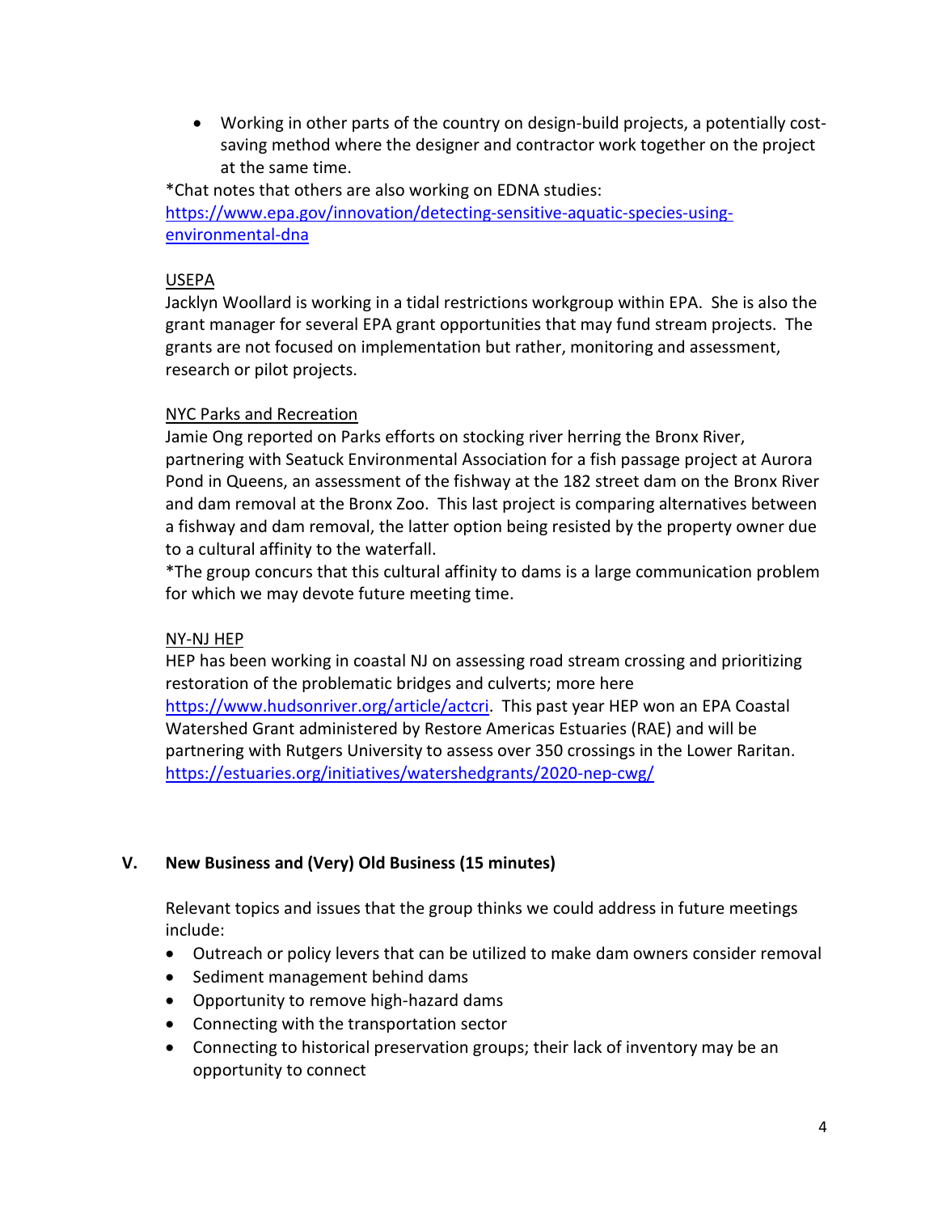- Working in other parts of the country on design-build projects, a potentially cost-saving method where the designer and contractor work together on the project at the same time.

*Chat notes that others are also working on EDNA studies: [https://www.epa.gov/innovation/detecting-sensitive-aquatic-species-using-environmental-dna](https://www.epa.gov/innovation/detecting-sensitive-aquatic-species-using-environmental-dna)

<u>USEPA</u>

Jacklyn Woollard is working in a tidal restrictions workgroup within EPA. She is also the grant manager for several EPA grant opportunities that may fund stream projects. The grants are not focused on implementation but rather, monitoring and assessment, research or pilot projects.

<u>NYC Parks and Recreation</u>

Jamie Ong reported on Parks efforts on stocking river herring the Bronx River, partnering with Seatuck Environmental Association for a fish passage project at Aurora Pond in Queens, an assessment of the fishway at the 182 street dam on the Bronx River and dam removal at the Bronx Zoo. This last project is comparing alternatives between a fishway and dam removal, the latter option being resisted by the property owner due to a cultural affinity to the waterfall.

*The group concurs that this cultural affinity to dams is a large communication problem for which we may devote future meeting time.

<u>NY-NJ HEP</u>

HEP has been working in coastal NJ on assessing road stream crossing and prioritizing restoration of the problematic bridges and culverts; more here [https://www.hudsonriver.org/article/actcri](https://www.hudsonriver.org/article/actcri). This past year HEP won an EPA Coastal Watershed Grant administered by Restore Americas Estuaries (RAE) and will be partnering with Rutgers University to assess over 350 crossings in the Lower Raritan. [https://estuaries.org/initiatives/watershedgrants/2020-nep-cwg/](https://estuaries.org/initiatives/watershedgrants/2020-nep-cwg/)

## V. New Business and (Very) Old Business (15 minutes)

Relevant topics and issues that the group thinks we could address in future meetings include:

- Outreach or policy levers that can be utilized to make dam owners consider removal
- Sediment management behind dams
- Opportunity to remove high-hazard dams
- Connecting with the transportation sector
- Connecting to historical preservation groups; their lack of inventory may be an opportunity to connect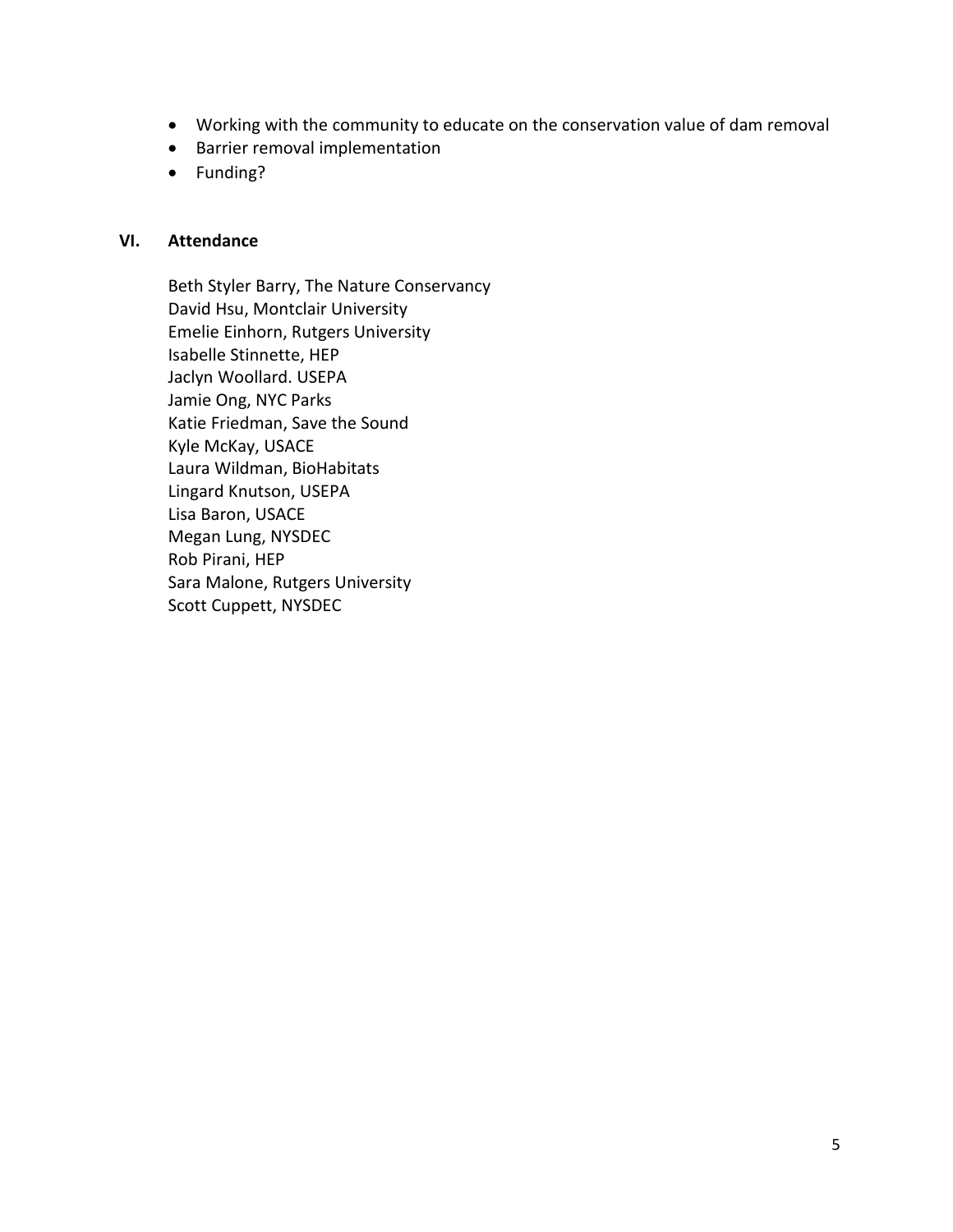- Working with the community to educate on the conservation value of dam removal
- Barrier removal implementation
- Funding?

## VI. Attendance

Beth Styler Barry, The Nature Conservancy
David Hsu, Montclair University
Emelie Einhorn, Rutgers University
Isabelle Stinnette, HEP
Jaclyn Woollard. USEPA
Jamie Ong, NYC Parks
Katie Friedman, Save the Sound
Kyle McKay, USACE
Laura Wildman, BioHabitats
Lingard Knutson, USEPA
Lisa Baron, USACE
Megan Lung, NYSDEC
Rob Pirani, HEP
Sara Malone, Rutgers University
Scott Cuppett, NYSDEC